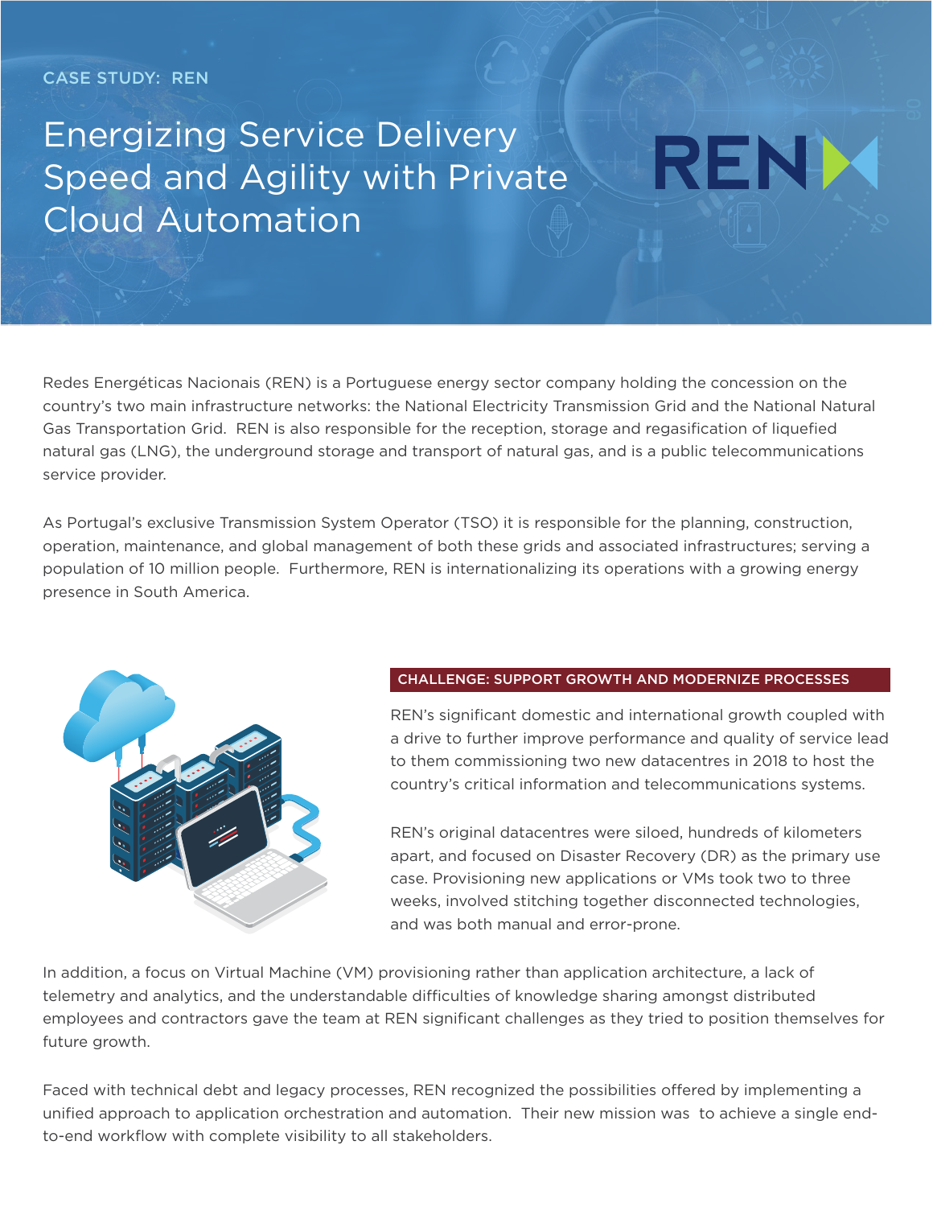CASE STUDY: REN

# Energizing Service Delivery Speed and Agility with Private Cloud Automation

Redes Energéticas Nacionais (REN) is a Portuguese energy sector company holding the concession on the country's two main infrastructure networks: the National Electricity Transmission Grid and the National Natural Gas Transportation Grid. REN is also responsible for the reception, storage and regasification of liquefied natural gas (LNG), the underground storage and transport of natural gas, and is a public telecommunications service provider.

As Portugal's exclusive Transmission System Operator (TSO) it is responsible for the planning, construction, operation, maintenance, and global management of both these grids and associated infrastructures; serving a population of 10 million people. Furthermore, REN is internationalizing its operations with a growing energy presence in South America.

## CHALLENGE: SUPPORT GROWTH AND MODERNIZE PROCESSES

REN's significant domestic and international growth coupled with a drive to further improve performance and quality of service lead to them commissioning two new datacentres in 2018 to host the country's critical information and telecommunications systems.

REN's original datacentres were siloed, hundreds of kilometers apart, and focused on Disaster Recovery (DR) as the primary use case. Provisioning new applications or VMs took two to three weeks, involved stitching together disconnected technologies, and was both manual and error-prone.

In addition, a focus on Virtual Machine (VM) provisioning rather than application architecture, a lack of telemetry and analytics, and the understandable difficulties of knowledge sharing amongst distributed employees and contractors gave the team at REN significant challenges as they tried to position themselves for future growth.

Faced with technical debt and legacy processes, REN recognized the possibilities offered by implementing a unified approach to application orchestration and automation. Their new mission was to achieve a single end-to-end workflow with complete visibility to all stakeholders.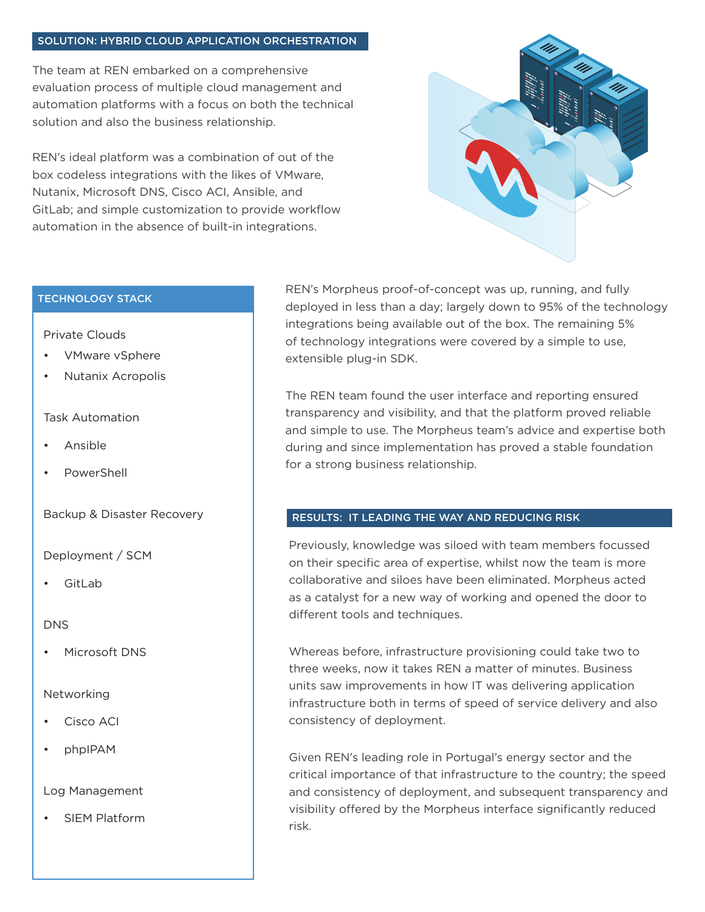## SOLUTION: HYBRID CLOUD APPLICATION ORCHESTRATION

The team at REN embarked on a comprehensive evaluation process of multiple cloud management and automation platforms with a focus on both the technical solution and also the business relationship.

REN's ideal platform was a combination of out of the box codeless integrations with the likes of VMware, Nutanix, Microsoft DNS, Cisco ACI, Ansible, and GitLab; and simple customization to provide workflow automation in the absence of built-in integrations.

### TECHNOLOGY STACK

Private Clouds

- VMware vSphere
- Nutanix Acropolis

Task Automation

- Ansible
- PowerShell

Backup & Disaster Recovery

Deployment / SCM

- GitLab

DNS

- Microsoft DNS

Networking

- Cisco ACI
- phpIPAM

Log Management

- SIEM Platform

REN's Morpheus proof-of-concept was up, running, and fully deployed in less than a day; largely down to 95% of the technology integrations being available out of the box. The remaining 5% of technology integrations were covered by a simple to use, extensible plug-in SDK.

The REN team found the user interface and reporting ensured transparency and visibility, and that the platform proved reliable and simple to use. The Morpheus team's advice and expertise both during and since implementation has proved a stable foundation for a strong business relationship.

## RESULTS: IT LEADING THE WAY AND REDUCING RISK

Previously, knowledge was siloed with team members focussed on their specific area of expertise, whilst now the team is more collaborative and siloes have been eliminated. Morpheus acted as a catalyst for a new way of working and opened the door to different tools and techniques.

Whereas before, infrastructure provisioning could take two to three weeks, now it takes REN a matter of minutes. Business units saw improvements in how IT was delivering application infrastructure both in terms of speed of service delivery and also consistency of deployment.

Given REN's leading role in Portugal's energy sector and the critical importance of that infrastructure to the country; the speed and consistency of deployment, and subsequent transparency and visibility offered by the Morpheus interface significantly reduced risk.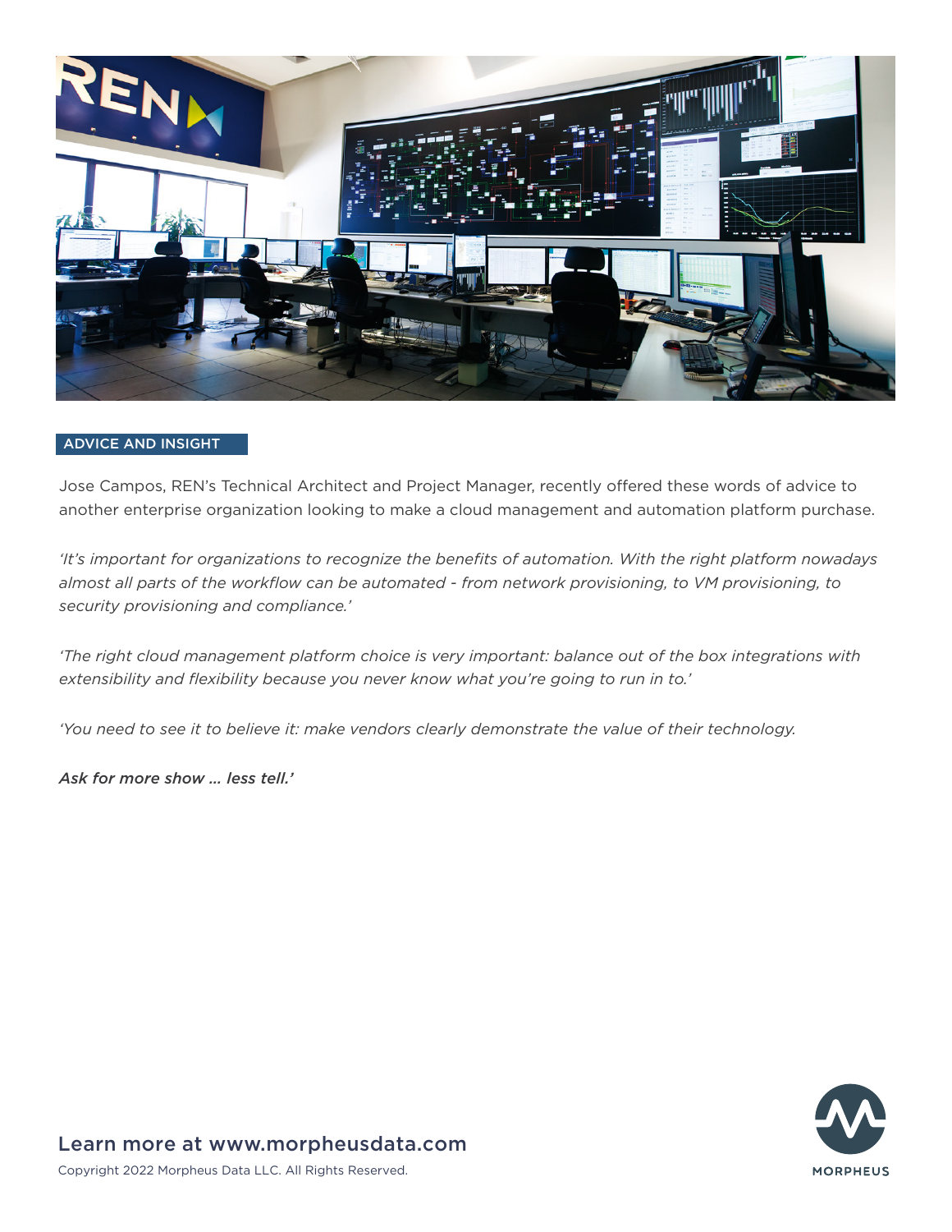## ADVICE AND INSIGHT

Jose Campos, REN's Technical Architect and Project Manager, recently offered these words of advice to another enterprise organization looking to make a cloud management and automation platform purchase.

*'It's important for organizations to recognize the benefits of automation. With the right platform nowadays almost all parts of the workflow can be automated - from network provisioning, to VM provisioning, to security provisioning and compliance.'*

*'The right cloud management platform choice is very important: balance out of the box integrations with extensibility and flexibility because you never know what you're going to run in to.'*

*'You need to see it to believe it: make vendors clearly demonstrate the value of their technology.*

***Ask for more show … less tell.'***

Learn more at www.morpheusdata.com

Copyright 2022 Morpheus Data LLC. All Rights Reserved.